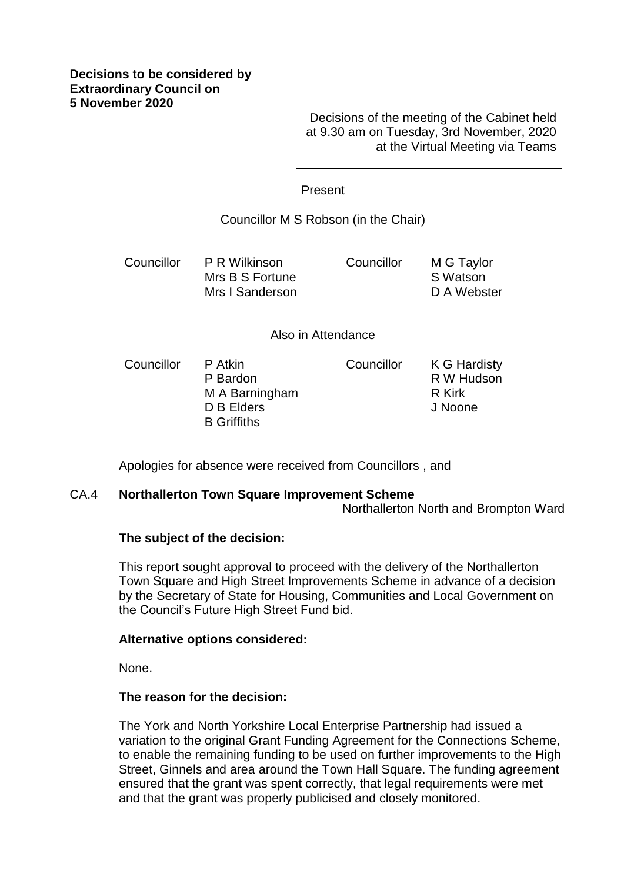**Decisions to be considered by Extraordinary Council on 5 November 2020**

Decisions of the meeting of the Cabinet held at 9.30 am on Tuesday, 3rd November, 2020 at the Virtual Meeting via Teams

Present

Councillor M S Robson (in the Chair)

| | | | |
|---|---|---|---|
| Councillor | P R Wilkinson | Councillor | M G Taylor |
| | Mrs B S Fortune | | S Watson |
| | Mrs I Sanderson | | D A Webster |

Also in Attendance

| | | | |
|---|---|---|---|
| Councillor | P Atkin | Councillor | K G Hardisty |
| | P Bardon | | R W Hudson |
| | M A Barningham | | R Kirk |
| | D B Elders | | J Noone |
| | B Griffiths | | |

Apologies for absence were received from Councillors , and

## CA.4 Northallerton Town Square Improvement Scheme

Northallerton North and Brompton Ward

**The subject of the decision:**

This report sought approval to proceed with the delivery of the Northallerton Town Square and High Street Improvements Scheme in advance of a decision by the Secretary of State for Housing, Communities and Local Government on the Council's Future High Street Fund bid.

**Alternative options considered:**

None.

**The reason for the decision:**

The York and North Yorkshire Local Enterprise Partnership had issued a variation to the original Grant Funding Agreement for the Connections Scheme, to enable the remaining funding to be used on further improvements to the High Street, Ginnels and area around the Town Hall Square. The funding agreement ensured that the grant was spent correctly, that legal requirements were met and that the grant was properly publicised and closely monitored.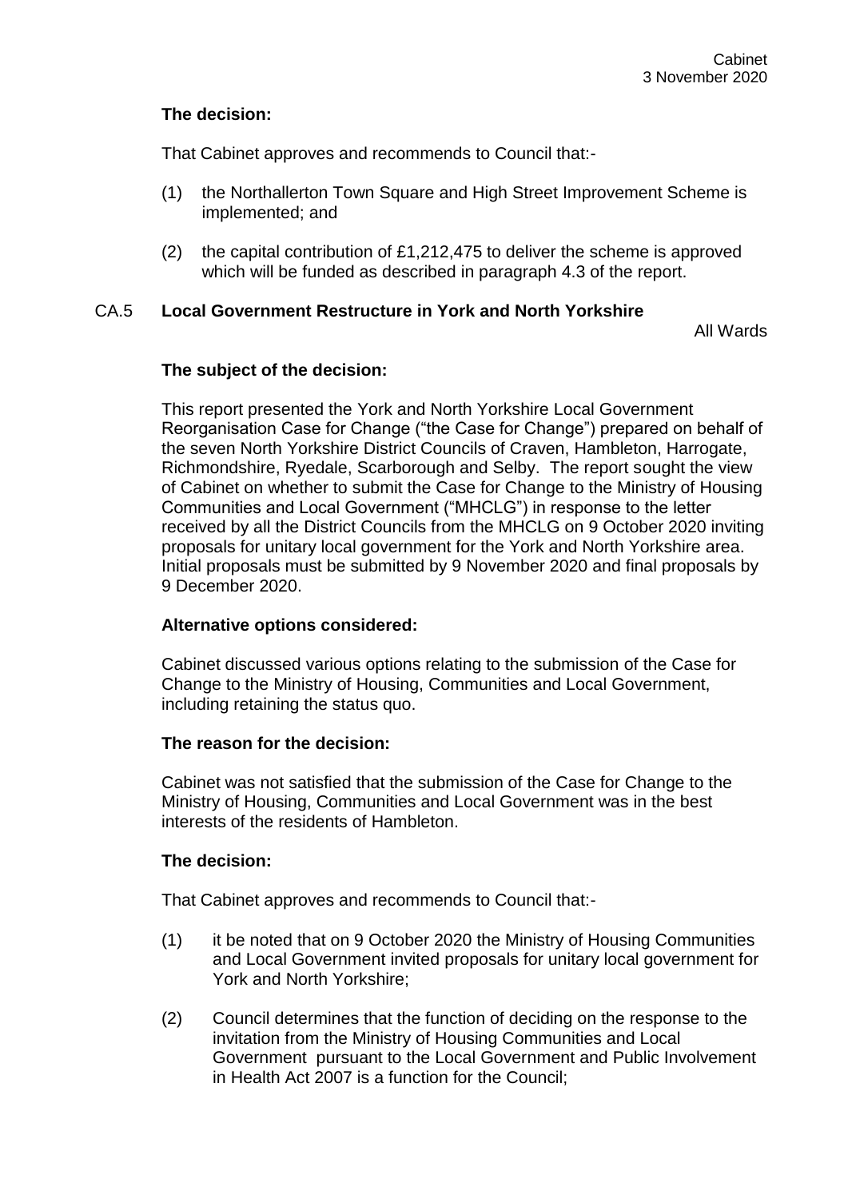**The decision:**

That Cabinet approves and recommends to Council that:-

(1) the Northallerton Town Square and High Street Improvement Scheme is implemented; and

(2) the capital contribution of £1,212,475 to deliver the scheme is approved which will be funded as described in paragraph 4.3 of the report.

## CA.5 Local Government Restructure in York and North Yorkshire

All Wards

**The subject of the decision:**

This report presented the York and North Yorkshire Local Government Reorganisation Case for Change ("the Case for Change") prepared on behalf of the seven North Yorkshire District Councils of Craven, Hambleton, Harrogate, Richmondshire, Ryedale, Scarborough and Selby. The report sought the view of Cabinet on whether to submit the Case for Change to the Ministry of Housing Communities and Local Government ("MHCLG") in response to the letter received by all the District Councils from the MHCLG on 9 October 2020 inviting proposals for unitary local government for the York and North Yorkshire area. Initial proposals must be submitted by 9 November 2020 and final proposals by 9 December 2020.

**Alternative options considered:**

Cabinet discussed various options relating to the submission of the Case for Change to the Ministry of Housing, Communities and Local Government, including retaining the status quo.

**The reason for the decision:**

Cabinet was not satisfied that the submission of the Case for Change to the Ministry of Housing, Communities and Local Government was in the best interests of the residents of Hambleton.

**The decision:**

That Cabinet approves and recommends to Council that:-

(1) it be noted that on 9 October 2020 the Ministry of Housing Communities and Local Government invited proposals for unitary local government for York and North Yorkshire;

(2) Council determines that the function of deciding on the response to the invitation from the Ministry of Housing Communities and Local Government pursuant to the Local Government and Public Involvement in Health Act 2007 is a function for the Council;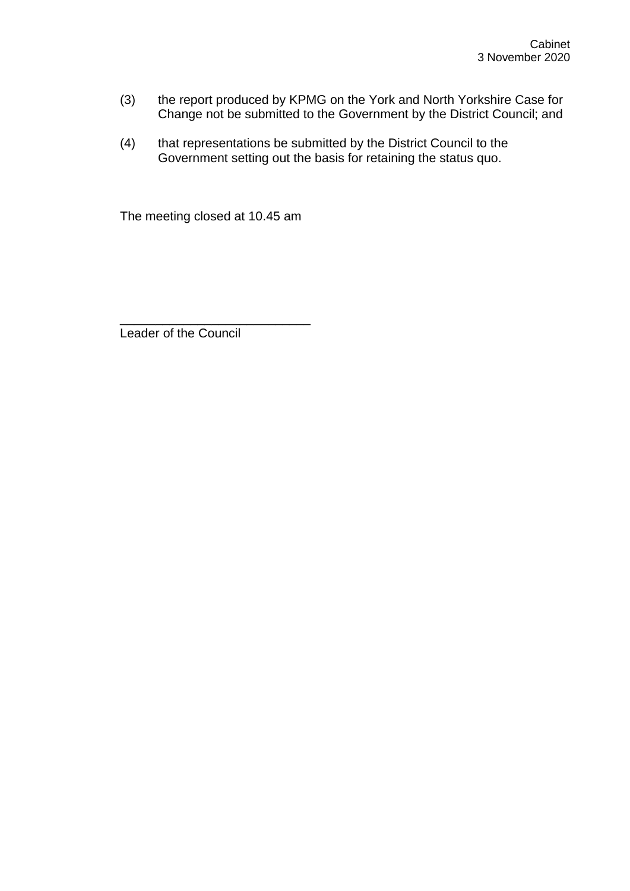(3) the report produced by KPMG on the York and North Yorkshire Case for Change not be submitted to the Government by the District Council; and

(4) that representations be submitted by the District Council to the Government setting out the basis for retaining the status quo.

The meeting closed at 10.45 am

\_\_\_\_\_\_\_\_\_\_\_\_\_\_\_\_\_\_\_\_\_\_\_\_\_\_\_\_

Leader of the Council